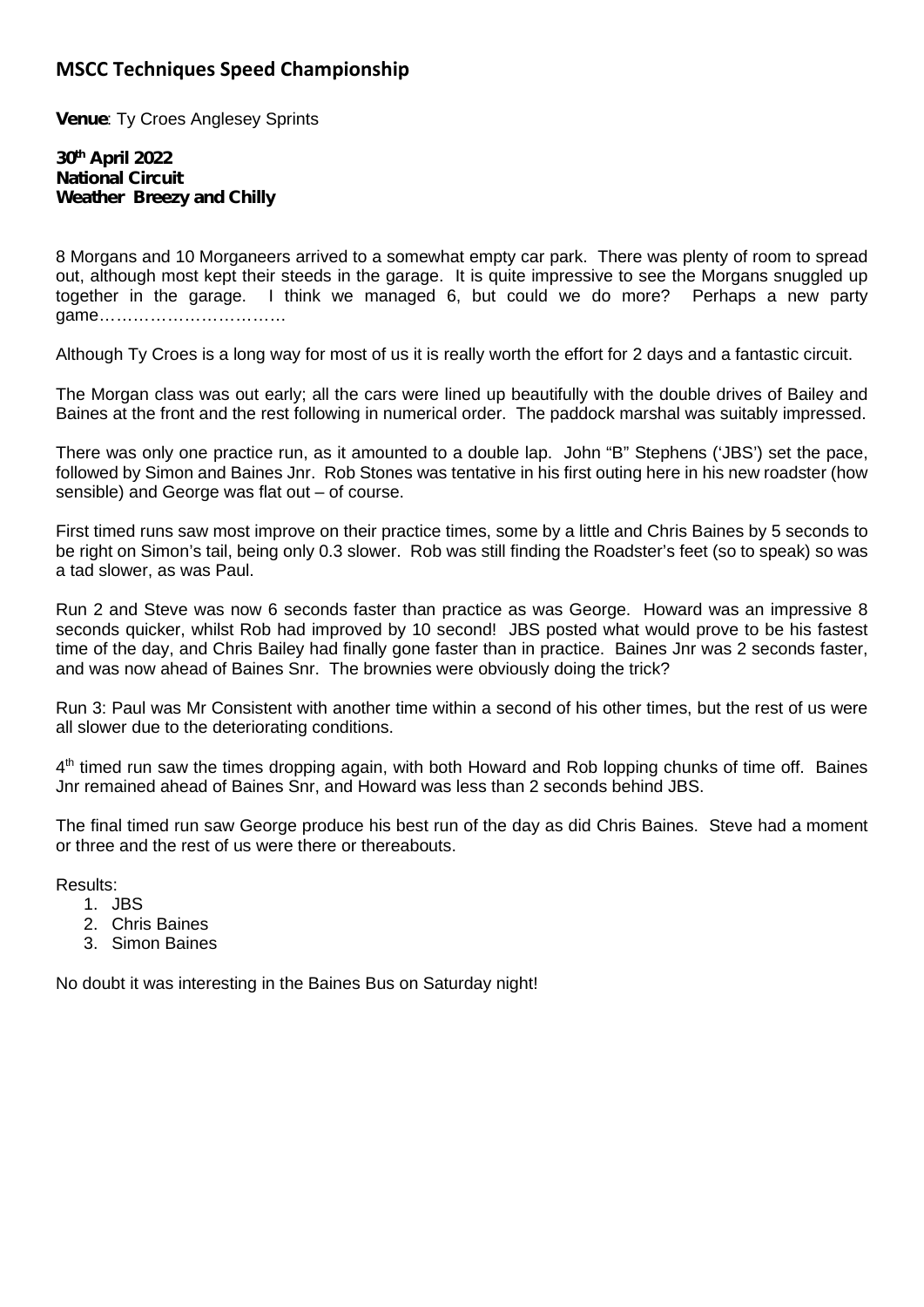## MSCC Techniques Speed Championship

**Venue**: Ty Croes Anglesey Sprints

**30th April 2022**
**National Circuit**
**Weather Breezy and Chilly**

8 Morgans and 10 Morganeers arrived to a somewhat empty car park. There was plenty of room to spread out, although most kept their steeds in the garage. It is quite impressive to see the Morgans snuggled up together in the garage. I think we managed 6, but could we do more? Perhaps a new party game……………………………

Although Ty Croes is a long way for most of us it is really worth the effort for 2 days and a fantastic circuit.

The Morgan class was out early; all the cars were lined up beautifully with the double drives of Bailey and Baines at the front and the rest following in numerical order. The paddock marshal was suitably impressed.

There was only one practice run, as it amounted to a double lap. John "B" Stephens ('JBS') set the pace, followed by Simon and Baines Jnr. Rob Stones was tentative in his first outing here in his new roadster (how sensible) and George was flat out – of course.

First timed runs saw most improve on their practice times, some by a little and Chris Baines by 5 seconds to be right on Simon's tail, being only 0.3 slower. Rob was still finding the Roadster's feet (so to speak) so was a tad slower, as was Paul.

Run 2 and Steve was now 6 seconds faster than practice as was George. Howard was an impressive 8 seconds quicker, whilst Rob had improved by 10 second! JBS posted what would prove to be his fastest time of the day, and Chris Bailey had finally gone faster than in practice. Baines Jnr was 2 seconds faster, and was now ahead of Baines Snr. The brownies were obviously doing the trick?

Run 3: Paul was Mr Consistent with another time within a second of his other times, but the rest of us were all slower due to the deteriorating conditions.

4th timed run saw the times dropping again, with both Howard and Rob lopping chunks of time off. Baines Jnr remained ahead of Baines Snr, and Howard was less than 2 seconds behind JBS.

The final timed run saw George produce his best run of the day as did Chris Baines. Steve had a moment or three and the rest of us were there or thereabouts.

Results:

1. JBS
2. Chris Baines
3. Simon Baines

No doubt it was interesting in the Baines Bus on Saturday night!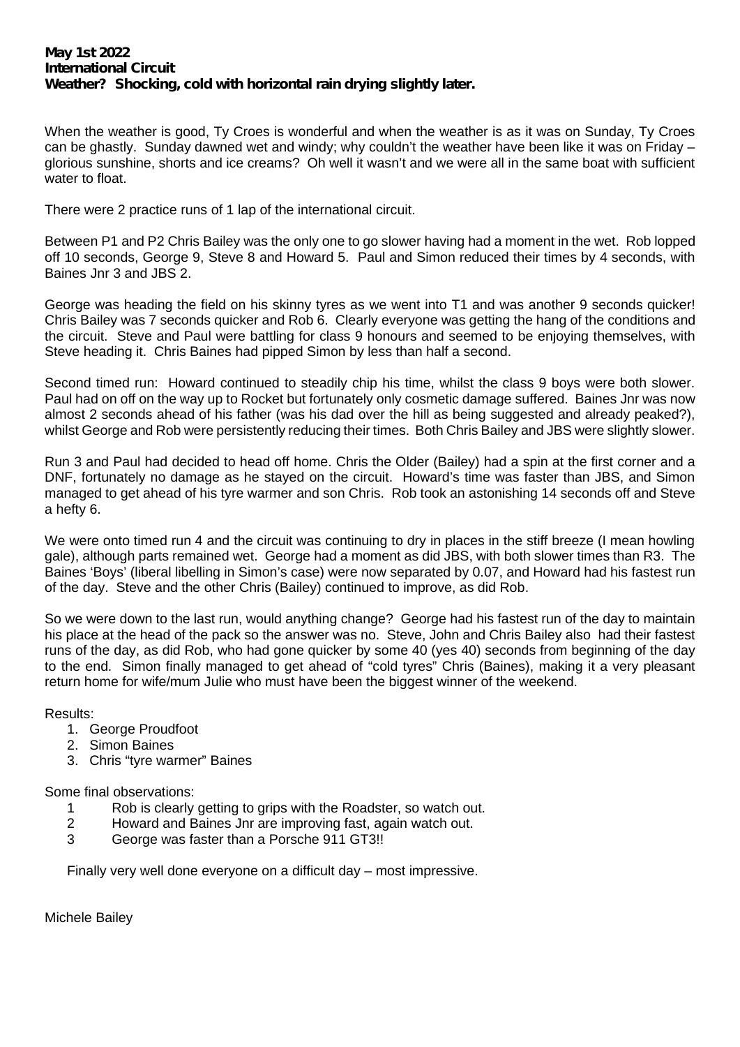**May 1st 2022**
**International Circuit**
**Weather? Shocking, cold with horizontal rain drying slightly later.**

When the weather is good, Ty Croes is wonderful and when the weather is as it was on Sunday, Ty Croes can be ghastly. Sunday dawned wet and windy; why couldn't the weather have been like it was on Friday – glorious sunshine, shorts and ice creams? Oh well it wasn't and we were all in the same boat with sufficient water to float.

There were 2 practice runs of 1 lap of the international circuit.

Between P1 and P2 Chris Bailey was the only one to go slower having had a moment in the wet. Rob lopped off 10 seconds, George 9, Steve 8 and Howard 5. Paul and Simon reduced their times by 4 seconds, with Baines Jnr 3 and JBS 2.

George was heading the field on his skinny tyres as we went into T1 and was another 9 seconds quicker! Chris Bailey was 7 seconds quicker and Rob 6. Clearly everyone was getting the hang of the conditions and the circuit. Steve and Paul were battling for class 9 honours and seemed to be enjoying themselves, with Steve heading it. Chris Baines had pipped Simon by less than half a second.

Second timed run: Howard continued to steadily chip his time, whilst the class 9 boys were both slower. Paul had on off on the way up to Rocket but fortunately only cosmetic damage suffered. Baines Jnr was now almost 2 seconds ahead of his father (was his dad over the hill as being suggested and already peaked?), whilst George and Rob were persistently reducing their times. Both Chris Bailey and JBS were slightly slower.

Run 3 and Paul had decided to head off home. Chris the Older (Bailey) had a spin at the first corner and a DNF, fortunately no damage as he stayed on the circuit. Howard's time was faster than JBS, and Simon managed to get ahead of his tyre warmer and son Chris. Rob took an astonishing 14 seconds off and Steve a hefty 6.

We were onto timed run 4 and the circuit was continuing to dry in places in the stiff breeze (I mean howling gale), although parts remained wet. George had a moment as did JBS, with both slower times than R3. The Baines 'Boys' (liberal libelling in Simon's case) were now separated by 0.07, and Howard had his fastest run of the day. Steve and the other Chris (Bailey) continued to improve, as did Rob.

So we were down to the last run, would anything change? George had his fastest run of the day to maintain his place at the head of the pack so the answer was no. Steve, John and Chris Bailey also had their fastest runs of the day, as did Rob, who had gone quicker by some 40 (yes 40) seconds from beginning of the day to the end. Simon finally managed to get ahead of "cold tyres" Chris (Baines), making it a very pleasant return home for wife/mum Julie who must have been the biggest winner of the weekend.

Results:

1. George Proudfoot
2. Simon Baines
3. Chris "tyre warmer" Baines

Some final observations:

1. Rob is clearly getting to grips with the Roadster, so watch out.
2. Howard and Baines Jnr are improving fast, again watch out.
3. George was faster than a Porsche 911 GT3!!

Finally very well done everyone on a difficult day – most impressive.

Michele Bailey